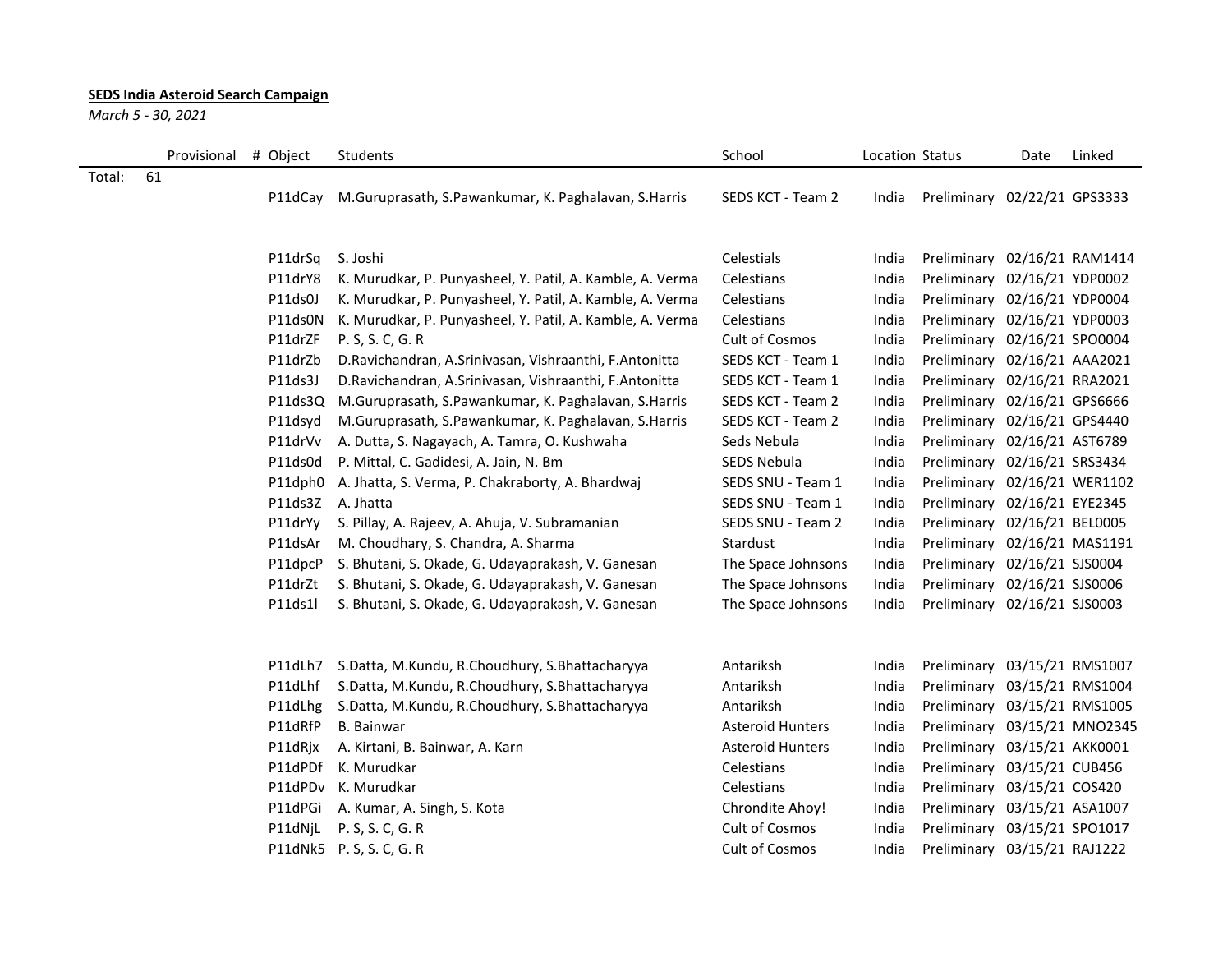**SEDS India Asteroid Search Campaign**

*March 5 - 30, 2021*

| | | Provisional | # Object | Students | School | Location | Status | Date | Linked |
|---|---|---|---|---|---|---|---|---|---|
| Total: | 61 | | | | | | | | |
| | | | P11dCay | M.Guruprasath, S.Pawankumar, K. Paghalavan, S.Harris | SEDS KCT - Team 2 | India | Preliminary | 02/22/21 | GPS3333 |
| | | | | | | | | | |
| | | | P11drSq | S. Joshi | Celestials | India | Preliminary | 02/16/21 | RAM1414 |
| | | | P11drY8 | K. Murudkar, P. Punyasheel, Y. Patil, A. Kamble, A. Verma | Celestians | India | Preliminary | 02/16/21 | YDP0002 |
| | | | P11ds0J | K. Murudkar, P. Punyasheel, Y. Patil, A. Kamble, A. Verma | Celestians | India | Preliminary | 02/16/21 | YDP0004 |
| | | | P11ds0N | K. Murudkar, P. Punyasheel, Y. Patil, A. Kamble, A. Verma | Celestians | India | Preliminary | 02/16/21 | YDP0003 |
| | | | P11drZF | P. S, S. C, G. R | Cult of Cosmos | India | Preliminary | 02/16/21 | SPO0004 |
| | | | P11drZb | D.Ravichandran, A.Srinivasan, Vishraanthi, F.Antonitta | SEDS KCT - Team 1 | India | Preliminary | 02/16/21 | AAA2021 |
| | | | P11ds3J | D.Ravichandran, A.Srinivasan, Vishraanthi, F.Antonitta | SEDS KCT - Team 1 | India | Preliminary | 02/16/21 | RRA2021 |
| | | | P11ds3Q | M.Guruprasath, S.Pawankumar, K. Paghalavan, S.Harris | SEDS KCT - Team 2 | India | Preliminary | 02/16/21 | GPS6666 |
| | | | P11dsyd | M.Guruprasath, S.Pawankumar, K. Paghalavan, S.Harris | SEDS KCT - Team 2 | India | Preliminary | 02/16/21 | GPS4440 |
| | | | P11drVv | A. Dutta, S. Nagayach, A. Tamra, O. Kushwaha | Seds Nebula | India | Preliminary | 02/16/21 | AST6789 |
| | | | P11ds0d | P. Mittal, C. Gadidesi, A. Jain, N. Bm | SEDS Nebula | India | Preliminary | 02/16/21 | SRS3434 |
| | | | P11dph0 | A. Jhatta, S. Verma, P. Chakraborty, A. Bhardwaj | SEDS SNU - Team 1 | India | Preliminary | 02/16/21 | WER1102 |
| | | | P11ds3Z | A. Jhatta | SEDS SNU - Team 1 | India | Preliminary | 02/16/21 | EYE2345 |
| | | | P11drYy | S. Pillay, A. Rajeev, A. Ahuja, V. Subramanian | SEDS SNU - Team 2 | India | Preliminary | 02/16/21 | BEL0005 |
| | | | P11dsAr | M. Choudhary, S. Chandra, A. Sharma | Stardust | India | Preliminary | 02/16/21 | MAS1191 |
| | | | P11dpcP | S. Bhutani, S. Okade, G. Udayaprakash, V. Ganesan | The Space Johnsons | India | Preliminary | 02/16/21 | SJS0004 |
| | | | P11drZt | S. Bhutani, S. Okade, G. Udayaprakash, V. Ganesan | The Space Johnsons | India | Preliminary | 02/16/21 | SJS0006 |
| | | | P11ds1l | S. Bhutani, S. Okade, G. Udayaprakash, V. Ganesan | The Space Johnsons | India | Preliminary | 02/16/21 | SJS0003 |
| | | | | | | | | | |
| | | | P11dLh7 | S.Datta, M.Kundu, R.Choudhury, S.Bhattacharyya | Antariksh | India | Preliminary | 03/15/21 | RMS1007 |
| | | | P11dLhf | S.Datta, M.Kundu, R.Choudhury, S.Bhattacharyya | Antariksh | India | Preliminary | 03/15/21 | RMS1004 |
| | | | P11dLhg | S.Datta, M.Kundu, R.Choudhury, S.Bhattacharyya | Antariksh | India | Preliminary | 03/15/21 | RMS1005 |
| | | | P11dRfP | B. Bainwar | Asteroid Hunters | India | Preliminary | 03/15/21 | MNO2345 |
| | | | P11dRjx | A. Kirtani, B. Bainwar, A. Karn | Asteroid Hunters | India | Preliminary | 03/15/21 | AKK0001 |
| | | | P11dPDf | K. Murudkar | Celestians | India | Preliminary | 03/15/21 | CUB456 |
| | | | P11dPDv | K. Murudkar | Celestians | India | Preliminary | 03/15/21 | COS420 |
| | | | P11dPGi | A. Kumar, A. Singh, S. Kota | Chrondite Ahoy! | India | Preliminary | 03/15/21 | ASA1007 |
| | | | P11dNjL | P. S, S. C, G. R | Cult of Cosmos | India | Preliminary | 03/15/21 | SPO1017 |
| | | | P11dNk5 | P. S, S. C, G. R | Cult of Cosmos | India | Preliminary | 03/15/21 | RAJ1222 |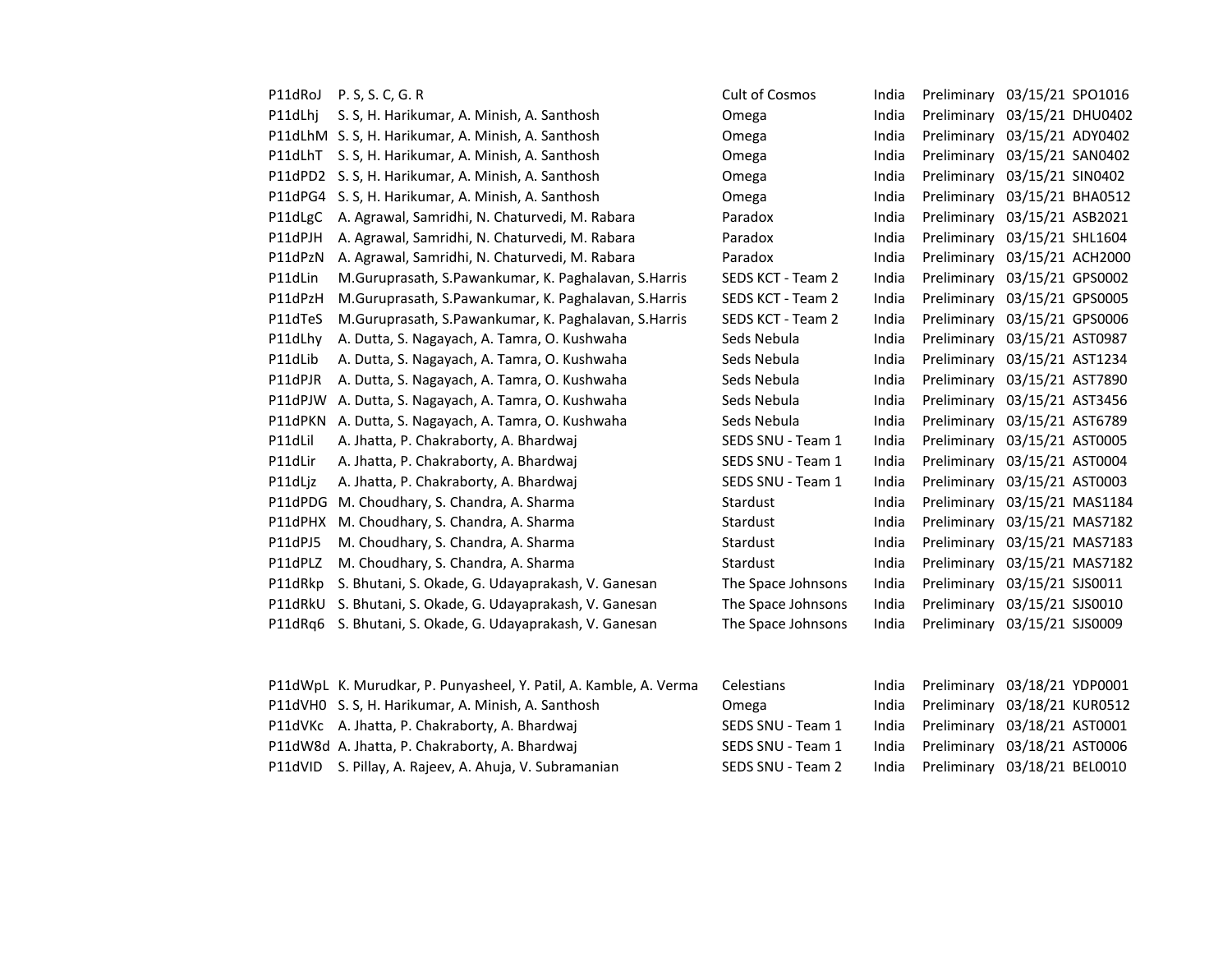| | | | | | | |
|---|---|---|---|---|---|---|
| P11dRoJ | P. S, S. C, G. R | Cult of Cosmos | India | Preliminary | 03/15/21 | SPO1016 |
| P11dLhj | S. S, H. Harikumar, A. Minish, A. Santhosh | Omega | India | Preliminary | 03/15/21 | DHU0402 |
| P11dLhM | S. S, H. Harikumar, A. Minish, A. Santhosh | Omega | India | Preliminary | 03/15/21 | ADY0402 |
| P11dLhT | S. S, H. Harikumar, A. Minish, A. Santhosh | Omega | India | Preliminary | 03/15/21 | SAN0402 |
| P11dPD2 | S. S, H. Harikumar, A. Minish, A. Santhosh | Omega | India | Preliminary | 03/15/21 | SIN0402 |
| P11dPG4 | S. S, H. Harikumar, A. Minish, A. Santhosh | Omega | India | Preliminary | 03/15/21 | BHA0512 |
| P11dLgC | A. Agrawal, Samridhi, N. Chaturvedi, M. Rabara | Paradox | India | Preliminary | 03/15/21 | ASB2021 |
| P11dPJH | A. Agrawal, Samridhi, N. Chaturvedi, M. Rabara | Paradox | India | Preliminary | 03/15/21 | SHL1604 |
| P11dPzN | A. Agrawal, Samridhi, N. Chaturvedi, M. Rabara | Paradox | India | Preliminary | 03/15/21 | ACH2000 |
| P11dLin | M.Guruprasath, S.Pawankumar, K. Paghalavan, S.Harris | SEDS KCT - Team 2 | India | Preliminary | 03/15/21 | GPS0002 |
| P11dPzH | M.Guruprasath, S.Pawankumar, K. Paghalavan, S.Harris | SEDS KCT - Team 2 | India | Preliminary | 03/15/21 | GPS0005 |
| P11dTeS | M.Guruprasath, S.Pawankumar, K. Paghalavan, S.Harris | SEDS KCT - Team 2 | India | Preliminary | 03/15/21 | GPS0006 |
| P11dLhy | A. Dutta, S. Nagayach, A. Tamra, O. Kushwaha | Seds Nebula | India | Preliminary | 03/15/21 | AST0987 |
| P11dLib | A. Dutta, S. Nagayach, A. Tamra, O. Kushwaha | Seds Nebula | India | Preliminary | 03/15/21 | AST1234 |
| P11dPJR | A. Dutta, S. Nagayach, A. Tamra, O. Kushwaha | Seds Nebula | India | Preliminary | 03/15/21 | AST7890 |
| P11dPJW | A. Dutta, S. Nagayach, A. Tamra, O. Kushwaha | Seds Nebula | India | Preliminary | 03/15/21 | AST3456 |
| P11dPKN | A. Dutta, S. Nagayach, A. Tamra, O. Kushwaha | Seds Nebula | India | Preliminary | 03/15/21 | AST6789 |
| P11dLil | A. Jhatta, P. Chakraborty, A. Bhardwaj | SEDS SNU - Team 1 | India | Preliminary | 03/15/21 | AST0005 |
| P11dLir | A. Jhatta, P. Chakraborty, A. Bhardwaj | SEDS SNU - Team 1 | India | Preliminary | 03/15/21 | AST0004 |
| P11dLjz | A. Jhatta, P. Chakraborty, A. Bhardwaj | SEDS SNU - Team 1 | India | Preliminary | 03/15/21 | AST0003 |
| P11dPDG | M. Choudhary, S. Chandra, A. Sharma | Stardust | India | Preliminary | 03/15/21 | MAS1184 |
| P11dPHX | M. Choudhary, S. Chandra, A. Sharma | Stardust | India | Preliminary | 03/15/21 | MAS7182 |
| P11dPJ5 | M. Choudhary, S. Chandra, A. Sharma | Stardust | India | Preliminary | 03/15/21 | MAS7183 |
| P11dPLZ | M. Choudhary, S. Chandra, A. Sharma | Stardust | India | Preliminary | 03/15/21 | MAS7182 |
| P11dRkp | S. Bhutani, S. Okade, G. Udayaprakash, V. Ganesan | The Space Johnsons | India | Preliminary | 03/15/21 | SJS0011 |
| P11dRkU | S. Bhutani, S. Okade, G. Udayaprakash, V. Ganesan | The Space Johnsons | India | Preliminary | 03/15/21 | SJS0010 |
| P11dRq6 | S. Bhutani, S. Okade, G. Udayaprakash, V. Ganesan | The Space Johnsons | India | Preliminary | 03/15/21 | SJS0009 |

| | | | | | | |
|---|---|---|---|---|---|---|
| P11dWpL | K. Murudkar, P. Punyasheel, Y. Patil, A. Kamble, A. Verma | Celestians | India | Preliminary | 03/18/21 | YDP0001 |
| P11dVH0 | S. S, H. Harikumar, A. Minish, A. Santhosh | Omega | India | Preliminary | 03/18/21 | KUR0512 |
| P11dVKc | A. Jhatta, P. Chakraborty, A. Bhardwaj | SEDS SNU - Team 1 | India | Preliminary | 03/18/21 | AST0001 |
| P11dW8d | A. Jhatta, P. Chakraborty, A. Bhardwaj | SEDS SNU - Team 1 | India | Preliminary | 03/18/21 | AST0006 |
| P11dVID | S. Pillay, A. Rajeev, A. Ahuja, V. Subramanian | SEDS SNU - Team 2 | India | Preliminary | 03/18/21 | BEL0010 |